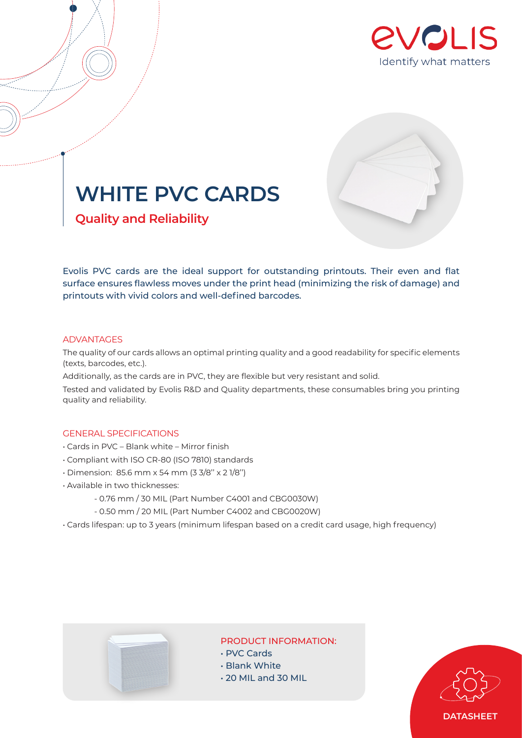EVOLIS
Identify what matters

# WHITE PVC CARDS

## Quality and Reliability

Evolis PVC cards are the ideal support for outstanding printouts. Their even and flat surface ensures flawless moves under the print head (minimizing the risk of damage) and printouts with vivid colors and well-defined barcodes.

### ADVANTAGES

The quality of our cards allows an optimal printing quality and a good readability for specific elements (texts, barcodes, etc.).

Additionally, as the cards are in PVC, they are flexible but very resistant and solid.

Tested and validated by Evolis R&D and Quality departments, these consumables bring you printing quality and reliability.

### GENERAL SPECIFICATIONS

- Cards in PVC – Blank white – Mirror finish
- Compliant with ISO CR-80 (ISO 7810) standards
- Dimension: 85.6 mm x 54 mm (3 3/8'' x 2 1/8'')
- Available in two thicknesses:
  - 0.76 mm / 30 MIL (Part Number C4001 and CBG0030W)
  - 0.50 mm / 20 MIL (Part Number C4002 and CBG0020W)
- Cards lifespan: up to 3 years (minimum lifespan based on a credit card usage, high frequency)

### PRODUCT INFORMATION:

- PVC Cards
- Blank White
- 20 MIL and 30 MIL

DATASHEET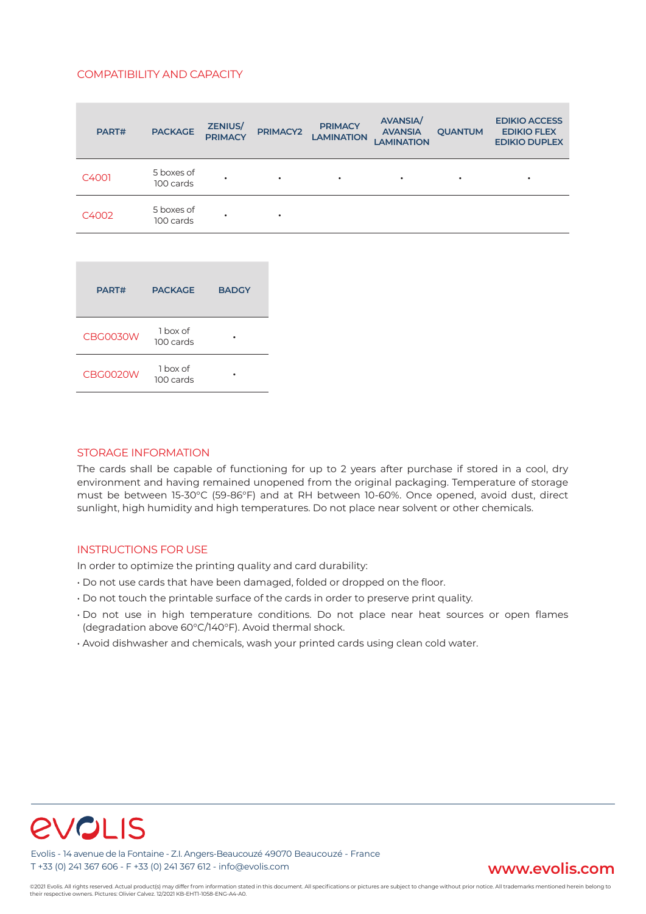## COMPATIBILITY AND CAPACITY

| PART# | PACKAGE | ZENIUS/ PRIMACY | PRIMACY2 | PRIMACY LAMINATION | AVANSIA/ AVANSIA LAMINATION | QUANTUM | EDIKIO ACCESS EDIKIO FLEX EDIKIO DUPLEX |
|---|---|---|---|---|---|---|---|
| C4001 | 5 boxes of 100 cards | • | • | • | • | • | • |
| C4002 | 5 boxes of 100 cards | • | • | | | | |

| PART# | PACKAGE | BADGY |
|---|---|---|
| CBG0030W | 1 box of 100 cards | • |
| CBG0020W | 1 box of 100 cards | • |

## STORAGE INFORMATION

The cards shall be capable of functioning for up to 2 years after purchase if stored in a cool, dry environment and having remained unopened from the original packaging. Temperature of storage must be between 15-30°C (59-86°F) and at RH between 10-60%. Once opened, avoid dust, direct sunlight, high humidity and high temperatures. Do not place near solvent or other chemicals.

## INSTRUCTIONS FOR USE

In order to optimize the printing quality and card durability:

- Do not use cards that have been damaged, folded or dropped on the floor.
- Do not touch the printable surface of the cards in order to preserve print quality.
- Do not use in high temperature conditions. Do not place near heat sources or open flames (degradation above 60°C/140°F). Avoid thermal shock.
- Avoid dishwasher and chemicals, wash your printed cards using clean cold water.

EVOLIS

Evolis - 14 avenue de la Fontaine - Z.I. Angers-Beaucouzé 49070 Beaucouzé - France
T +33 (0) 241 367 606 - F +33 (0) 241 367 612 - info@evolis.com

www.evolis.com

©2021 Evolis. All rights reserved. Actual product(s) may differ from information stated in this document. All specifications or pictures are subject to change without prior notice. All trademarks mentioned herein belong to their respective owners. Pictures: Olivier Calvez. 12/2021 KB-EHT1-1058-ENG-A4-A0.